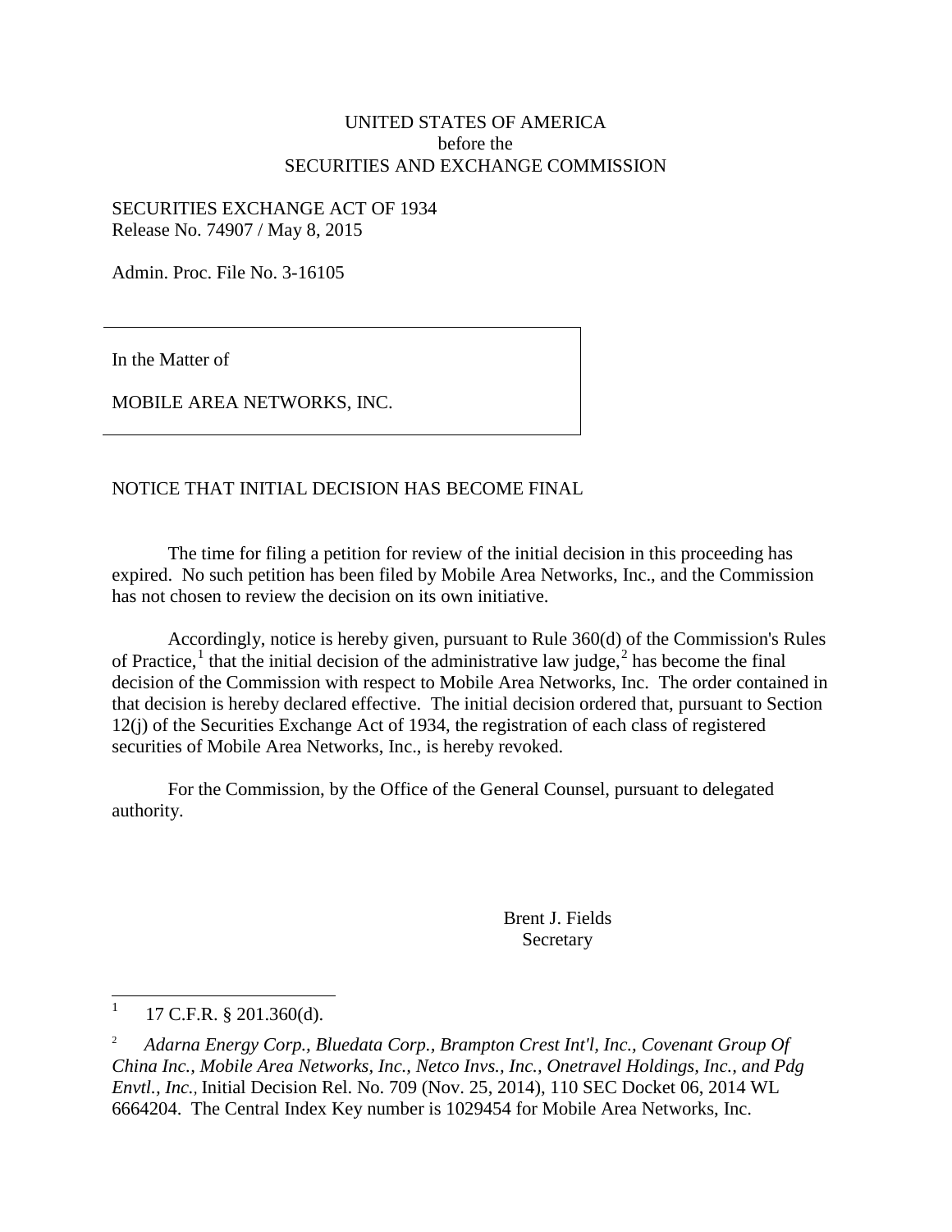UNITED STATES OF AMERICA
before the
SECURITIES AND EXCHANGE COMMISSION

SECURITIES EXCHANGE ACT OF 1934
Release No. 74907 / May 8, 2015

Admin. Proc. File No. 3-16105

In the Matter of

MOBILE AREA NETWORKS, INC.

NOTICE THAT INITIAL DECISION HAS BECOME FINAL

The time for filing a petition for review of the initial decision in this proceeding has expired. No such petition has been filed by Mobile Area Networks, Inc., and the Commission has not chosen to review the decision on its own initiative.

Accordingly, notice is hereby given, pursuant to Rule 360(d) of the Commission's Rules of Practice,[1] that the initial decision of the administrative law judge,[2] has become the final decision of the Commission with respect to Mobile Area Networks, Inc. The order contained in that decision is hereby declared effective. The initial decision ordered that, pursuant to Section 12(j) of the Securities Exchange Act of 1934, the registration of each class of registered securities of Mobile Area Networks, Inc., is hereby revoked.

For the Commission, by the Office of the General Counsel, pursuant to delegated authority.

Brent J. Fields
Secretary

---

[1] 17 C.F.R. § 201.360(d).

[2] *Adarna Energy Corp., Bluedata Corp., Brampton Crest Int'l, Inc., Covenant Group Of China Inc., Mobile Area Networks, Inc., Netco Invs., Inc., Onetravel Holdings, Inc., and Pdg Envtl., Inc.,* Initial Decision Rel. No. 709 (Nov. 25, 2014), 110 SEC Docket 06, 2014 WL 6664204. The Central Index Key number is 1029454 for Mobile Area Networks, Inc.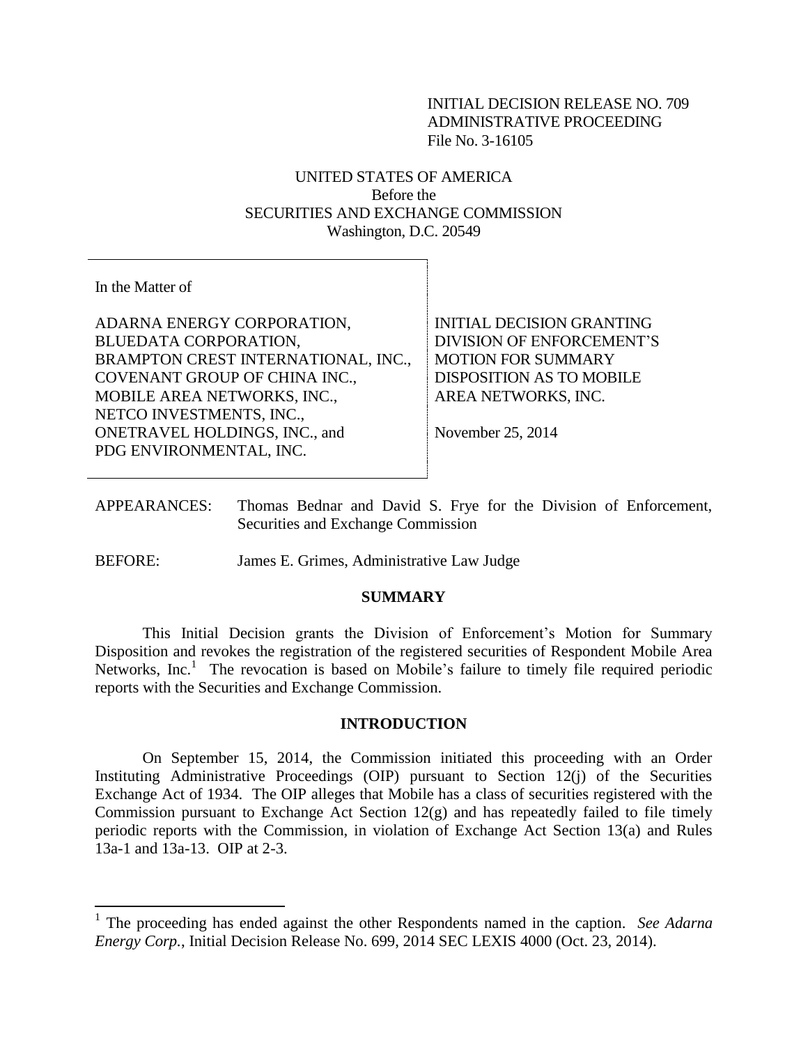INITIAL DECISION RELEASE NO. 709
ADMINISTRATIVE PROCEEDING
File No. 3-16105

UNITED STATES OF AMERICA
Before the
SECURITIES AND EXCHANGE COMMISSION
Washington, D.C. 20549

| In the Matter of<br><br>ADARNA ENERGY CORPORATION,<br>BLUEDATA CORPORATION,<br>BRAMPTON CREST INTERNATIONAL, INC.,<br>COVENANT GROUP OF CHINA INC.,<br>MOBILE AREA NETWORKS, INC.,<br>NETCO INVESTMENTS, INC.,<br>ONETRAVEL HOLDINGS, INC., and<br>PDG ENVIRONMENTAL, INC. | INITIAL DECISION GRANTING DIVISION OF ENFORCEMENT'S MOTION FOR SUMMARY DISPOSITION AS TO MOBILE AREA NETWORKS, INC.<br><br>November 25, 2014 |
| --- | --- |

APPEARANCES: Thomas Bednar and David S. Frye for the Division of Enforcement, Securities and Exchange Commission

BEFORE: James E. Grimes, Administrative Law Judge

## SUMMARY

This Initial Decision grants the Division of Enforcement's Motion for Summary Disposition and revokes the registration of the registered securities of Respondent Mobile Area Networks, Inc.[1] The revocation is based on Mobile's failure to timely file required periodic reports with the Securities and Exchange Commission.

## INTRODUCTION

On September 15, 2014, the Commission initiated this proceeding with an Order Instituting Administrative Proceedings (OIP) pursuant to Section 12(j) of the Securities Exchange Act of 1934. The OIP alleges that Mobile has a class of securities registered with the Commission pursuant to Exchange Act Section 12(g) and has repeatedly failed to file timely periodic reports with the Commission, in violation of Exchange Act Section 13(a) and Rules 13a-1 and 13a-13. OIP at 2-3.

[1] The proceeding has ended against the other Respondents named in the caption. *See Adarna Energy Corp.*, Initial Decision Release No. 699, 2014 SEC LEXIS 4000 (Oct. 23, 2014).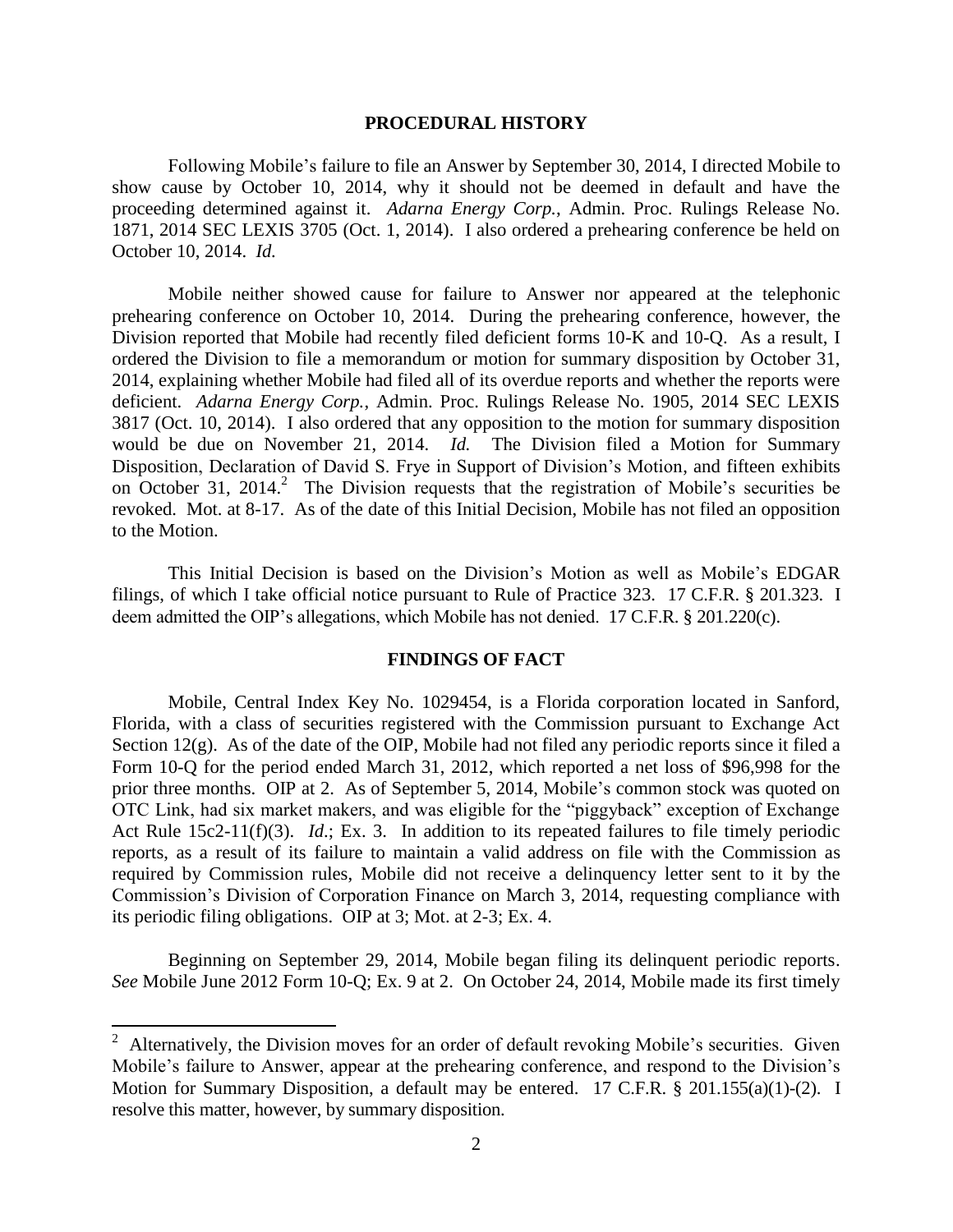## PROCEDURAL HISTORY

Following Mobile's failure to file an Answer by September 30, 2014, I directed Mobile to show cause by October 10, 2014, why it should not be deemed in default and have the proceeding determined against it. *Adarna Energy Corp.*, Admin. Proc. Rulings Release No. 1871, 2014 SEC LEXIS 3705 (Oct. 1, 2014). I also ordered a prehearing conference be held on October 10, 2014. *Id.*

Mobile neither showed cause for failure to Answer nor appeared at the telephonic prehearing conference on October 10, 2014. During the prehearing conference, however, the Division reported that Mobile had recently filed deficient forms 10-K and 10-Q. As a result, I ordered the Division to file a memorandum or motion for summary disposition by October 31, 2014, explaining whether Mobile had filed all of its overdue reports and whether the reports were deficient. *Adarna Energy Corp.*, Admin. Proc. Rulings Release No. 1905, 2014 SEC LEXIS 3817 (Oct. 10, 2014). I also ordered that any opposition to the motion for summary disposition would be due on November 21, 2014. *Id.* The Division filed a Motion for Summary Disposition, Declaration of David S. Frye in Support of Division's Motion, and fifteen exhibits on October 31, 2014.[2] The Division requests that the registration of Mobile's securities be revoked. Mot. at 8-17. As of the date of this Initial Decision, Mobile has not filed an opposition to the Motion.

This Initial Decision is based on the Division's Motion as well as Mobile's EDGAR filings, of which I take official notice pursuant to Rule of Practice 323. 17 C.F.R. § 201.323. I deem admitted the OIP's allegations, which Mobile has not denied. 17 C.F.R. § 201.220(c).

## FINDINGS OF FACT

Mobile, Central Index Key No. 1029454, is a Florida corporation located in Sanford, Florida, with a class of securities registered with the Commission pursuant to Exchange Act Section 12(g). As of the date of the OIP, Mobile had not filed any periodic reports since it filed a Form 10-Q for the period ended March 31, 2012, which reported a net loss of $96,998 for the prior three months. OIP at 2. As of September 5, 2014, Mobile's common stock was quoted on OTC Link, had six market makers, and was eligible for the "piggyback" exception of Exchange Act Rule 15c2-11(f)(3). *Id.*; Ex. 3. In addition to its repeated failures to file timely periodic reports, as a result of its failure to maintain a valid address on file with the Commission as required by Commission rules, Mobile did not receive a delinquency letter sent to it by the Commission's Division of Corporation Finance on March 3, 2014, requesting compliance with its periodic filing obligations. OIP at 3; Mot. at 2-3; Ex. 4.

Beginning on September 29, 2014, Mobile began filing its delinquent periodic reports. *See* Mobile June 2012 Form 10-Q; Ex. 9 at 2. On October 24, 2014, Mobile made its first timely

---

[2] Alternatively, the Division moves for an order of default revoking Mobile's securities. Given Mobile's failure to Answer, appear at the prehearing conference, and respond to the Division's Motion for Summary Disposition, a default may be entered. 17 C.F.R. § 201.155(a)(1)-(2). I resolve this matter, however, by summary disposition.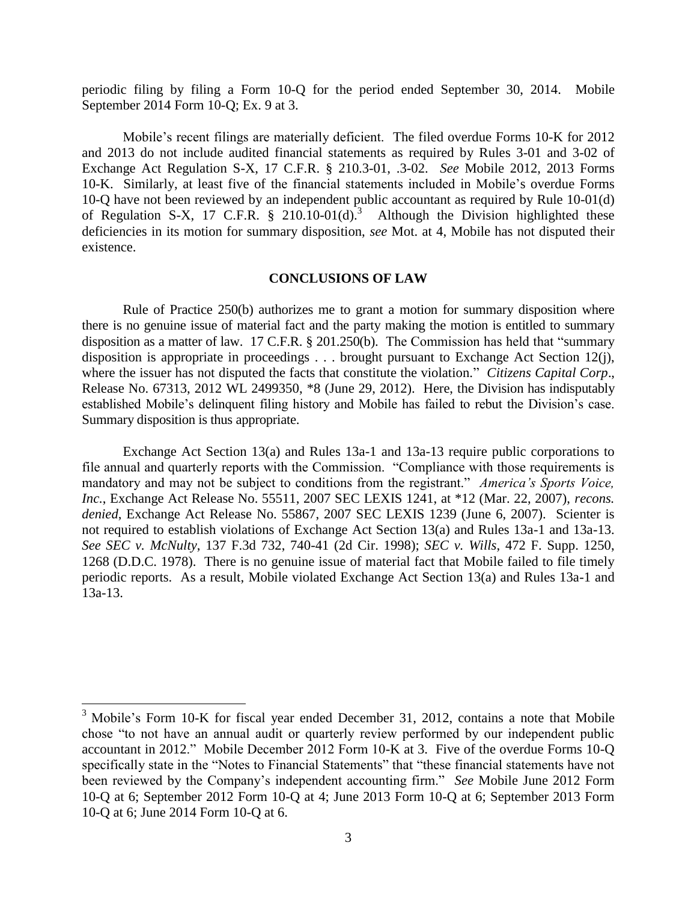periodic filing by filing a Form 10-Q for the period ended September 30, 2014. Mobile September 2014 Form 10-Q; Ex. 9 at 3.

Mobile's recent filings are materially deficient. The filed overdue Forms 10-K for 2012 and 2013 do not include audited financial statements as required by Rules 3-01 and 3-02 of Exchange Act Regulation S-X, 17 C.F.R. § 210.3-01, .3-02. *See* Mobile 2012, 2013 Forms 10-K. Similarly, at least five of the financial statements included in Mobile's overdue Forms 10-Q have not been reviewed by an independent public accountant as required by Rule 10-01(d) of Regulation S-X, 17 C.F.R. § 210.10-01(d).[3] Although the Division highlighted these deficiencies in its motion for summary disposition, *see* Mot. at 4, Mobile has not disputed their existence.

## CONCLUSIONS OF LAW

Rule of Practice 250(b) authorizes me to grant a motion for summary disposition where there is no genuine issue of material fact and the party making the motion is entitled to summary disposition as a matter of law. 17 C.F.R. § 201.250(b). The Commission has held that "summary disposition is appropriate in proceedings . . . brought pursuant to Exchange Act Section 12(j), where the issuer has not disputed the facts that constitute the violation." *Citizens Capital Corp*., Release No. 67313, 2012 WL 2499350, *8 (June 29, 2012). Here, the Division has indisputably established Mobile's delinquent filing history and Mobile has failed to rebut the Division's case. Summary disposition is thus appropriate.

Exchange Act Section 13(a) and Rules 13a-1 and 13a-13 require public corporations to file annual and quarterly reports with the Commission. "Compliance with those requirements is mandatory and may not be subject to conditions from the registrant." *America's Sports Voice, Inc.*, Exchange Act Release No. 55511, 2007 SEC LEXIS 1241, at *12 (Mar. 22, 2007), *recons. denied*, Exchange Act Release No. 55867, 2007 SEC LEXIS 1239 (June 6, 2007). Scienter is not required to establish violations of Exchange Act Section 13(a) and Rules 13a-1 and 13a-13. *See SEC v. McNulty*, 137 F.3d 732, 740-41 (2d Cir. 1998); *SEC v. Wills*, 472 F. Supp. 1250, 1268 (D.D.C. 1978). There is no genuine issue of material fact that Mobile failed to file timely periodic reports. As a result, Mobile violated Exchange Act Section 13(a) and Rules 13a-1 and 13a-13.

---

[3] Mobile's Form 10-K for fiscal year ended December 31, 2012, contains a note that Mobile chose "to not have an annual audit or quarterly review performed by our independent public accountant in 2012." Mobile December 2012 Form 10-K at 3. Five of the overdue Forms 10-Q specifically state in the "Notes to Financial Statements" that "these financial statements have not been reviewed by the Company's independent accounting firm." *See* Mobile June 2012 Form 10-Q at 6; September 2012 Form 10-Q at 4; June 2013 Form 10-Q at 6; September 2013 Form 10-Q at 6; June 2014 Form 10-Q at 6.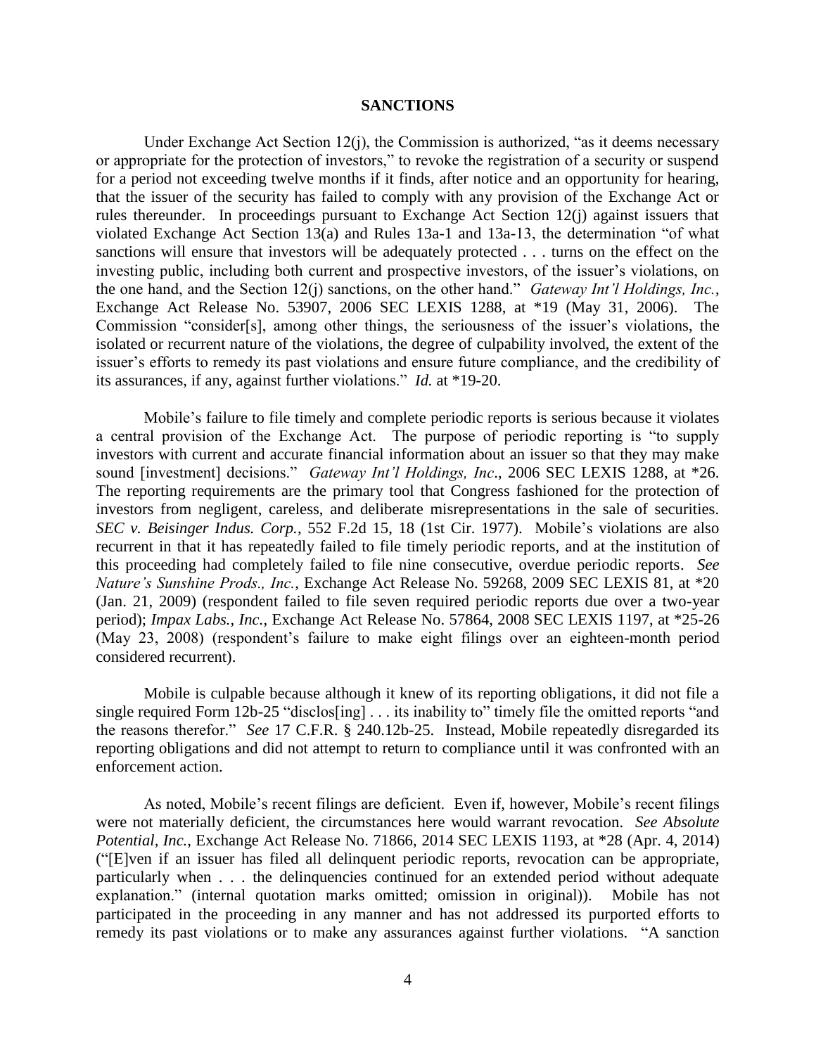## SANCTIONS

Under Exchange Act Section 12(j), the Commission is authorized, "as it deems necessary or appropriate for the protection of investors," to revoke the registration of a security or suspend for a period not exceeding twelve months if it finds, after notice and an opportunity for hearing, that the issuer of the security has failed to comply with any provision of the Exchange Act or rules thereunder. In proceedings pursuant to Exchange Act Section 12(j) against issuers that violated Exchange Act Section 13(a) and Rules 13a-1 and 13a-13, the determination "of what sanctions will ensure that investors will be adequately protected . . . turns on the effect on the investing public, including both current and prospective investors, of the issuer's violations, on the one hand, and the Section 12(j) sanctions, on the other hand." *Gateway Int'l Holdings, Inc.*, Exchange Act Release No. 53907, 2006 SEC LEXIS 1288, at *19 (May 31, 2006). The Commission "consider[s], among other things, the seriousness of the issuer's violations, the isolated or recurrent nature of the violations, the degree of culpability involved, the extent of the issuer's efforts to remedy its past violations and ensure future compliance, and the credibility of its assurances, if any, against further violations." *Id.* at *19-20.

Mobile's failure to file timely and complete periodic reports is serious because it violates a central provision of the Exchange Act. The purpose of periodic reporting is "to supply investors with current and accurate financial information about an issuer so that they may make sound [investment] decisions." *Gateway Int'l Holdings, Inc*., 2006 SEC LEXIS 1288, at *26. The reporting requirements are the primary tool that Congress fashioned for the protection of investors from negligent, careless, and deliberate misrepresentations in the sale of securities. *SEC v. Beisinger Indus. Corp.*, 552 F.2d 15, 18 (1st Cir. 1977). Mobile's violations are also recurrent in that it has repeatedly failed to file timely periodic reports, and at the institution of this proceeding had completely failed to file nine consecutive, overdue periodic reports. *See Nature's Sunshine Prods., Inc.*, Exchange Act Release No. 59268, 2009 SEC LEXIS 81, at *20 (Jan. 21, 2009) (respondent failed to file seven required periodic reports due over a two-year period); *Impax Labs., Inc.*, Exchange Act Release No. 57864, 2008 SEC LEXIS 1197, at *25-26 (May 23, 2008) (respondent's failure to make eight filings over an eighteen-month period considered recurrent).

Mobile is culpable because although it knew of its reporting obligations, it did not file a single required Form 12b-25 "disclos[ing] . . . its inability to" timely file the omitted reports "and the reasons therefor." *See* 17 C.F.R. § 240.12b-25. Instead, Mobile repeatedly disregarded its reporting obligations and did not attempt to return to compliance until it was confronted with an enforcement action.

As noted, Mobile's recent filings are deficient. Even if, however, Mobile's recent filings were not materially deficient, the circumstances here would warrant revocation. *See Absolute Potential, Inc.*, Exchange Act Release No. 71866, 2014 SEC LEXIS 1193, at *28 (Apr. 4, 2014) ("[E]ven if an issuer has filed all delinquent periodic reports, revocation can be appropriate, particularly when . . . the delinquencies continued for an extended period without adequate explanation." (internal quotation marks omitted; omission in original)). Mobile has not participated in the proceeding in any manner and has not addressed its purported efforts to remedy its past violations or to make any assurances against further violations. "A sanction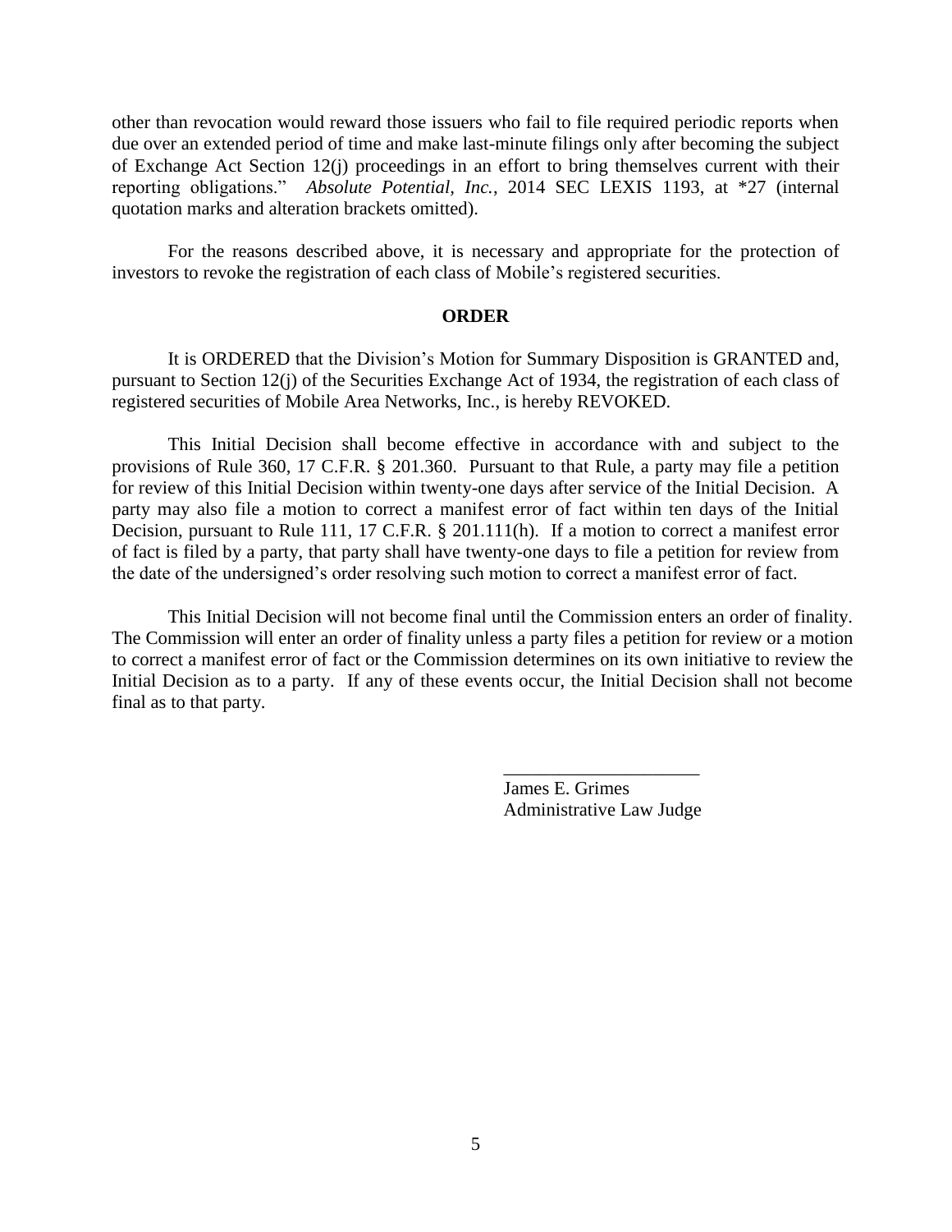other than revocation would reward those issuers who fail to file required periodic reports when due over an extended period of time and make last-minute filings only after becoming the subject of Exchange Act Section 12(j) proceedings in an effort to bring themselves current with their reporting obligations." *Absolute Potential, Inc.*, 2014 SEC LEXIS 1193, at *27 (internal quotation marks and alteration brackets omitted).

For the reasons described above, it is necessary and appropriate for the protection of investors to revoke the registration of each class of Mobile's registered securities.

## ORDER

It is ORDERED that the Division's Motion for Summary Disposition is GRANTED and, pursuant to Section 12(j) of the Securities Exchange Act of 1934, the registration of each class of registered securities of Mobile Area Networks, Inc., is hereby REVOKED.

This Initial Decision shall become effective in accordance with and subject to the provisions of Rule 360, 17 C.F.R. § 201.360. Pursuant to that Rule, a party may file a petition for review of this Initial Decision within twenty-one days after service of the Initial Decision. A party may also file a motion to correct a manifest error of fact within ten days of the Initial Decision, pursuant to Rule 111, 17 C.F.R. § 201.111(h). If a motion to correct a manifest error of fact is filed by a party, that party shall have twenty-one days to file a petition for review from the date of the undersigned's order resolving such motion to correct a manifest error of fact.

This Initial Decision will not become final until the Commission enters an order of finality. The Commission will enter an order of finality unless a party files a petition for review or a motion to correct a manifest error of fact or the Commission determines on its own initiative to review the Initial Decision as to a party. If any of these events occur, the Initial Decision shall not become final as to that party.

_____________________
James E. Grimes
Administrative Law Judge